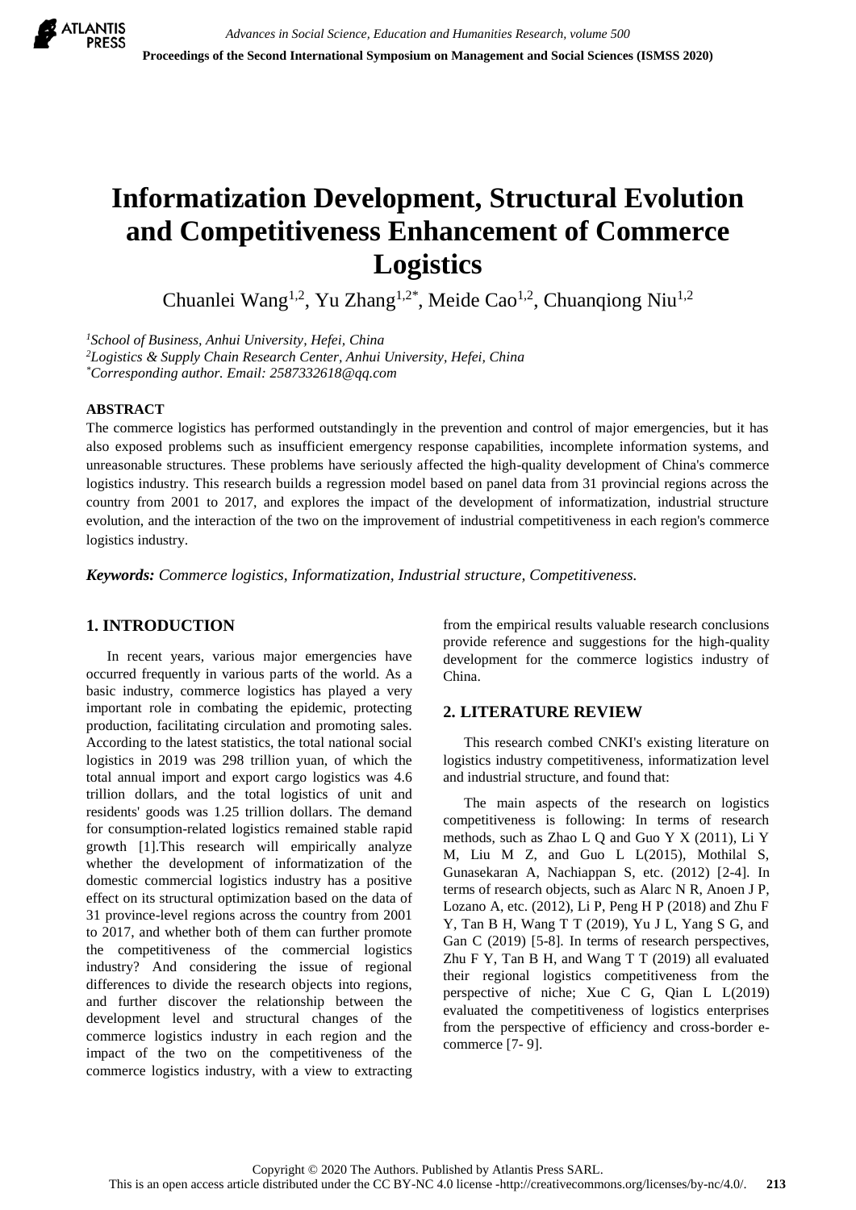# Informatization Development, Structural Evolution and Competitiveness Enhancement of Commerce Logistics

Chuanlei Wang[1,2], Yu Zhang[1,2*], Meide Cao[1,2], Chuanqiong Niu[1,2]

[1]*School of Business, Anhui University, Hefei, China*
[2]*Logistics & Supply Chain Research Center, Anhui University, Hefei, China*
[*]*Corresponding author. Email: 2587332618@qq.com*

## ABSTRACT

The commerce logistics has performed outstandingly in the prevention and control of major emergencies, but it has also exposed problems such as insufficient emergency response capabilities, incomplete information systems, and unreasonable structures. These problems have seriously affected the high-quality development of China's commerce logistics industry. This research builds a regression model based on panel data from 31 provincial regions across the country from 2001 to 2017, and explores the impact of the development of informatization, industrial structure evolution, and the interaction of the two on the improvement of industrial competitiveness in each region's commerce logistics industry.

***Keywords:*** *Commerce logistics, Informatization, Industrial structure, Competitiveness.*

## 1. INTRODUCTION

In recent years, various major emergencies have occurred frequently in various parts of the world. As a basic industry, commerce logistics has played a very important role in combating the epidemic, protecting production, facilitating circulation and promoting sales. According to the latest statistics, the total national social logistics in 2019 was 298 trillion yuan, of which the total annual import and export cargo logistics was 4.6 trillion dollars, and the total logistics of unit and residents' goods was 1.25 trillion dollars. The demand for consumption-related logistics remained stable rapid growth [1].This research will empirically analyze whether the development of informatization of the domestic commercial logistics industry has a positive effect on its structural optimization based on the data of 31 province-level regions across the country from 2001 to 2017, and whether both of them can further promote the competitiveness of the commercial logistics industry? And considering the issue of regional differences to divide the research objects into regions, and further discover the relationship between the development level and structural changes of the commerce logistics industry in each region and the impact of the two on the competitiveness of the commerce logistics industry, with a view to extracting from the empirical results valuable research conclusions provide reference and suggestions for the high-quality development for the commerce logistics industry of China.

## 2. LITERATURE REVIEW

This research combed CNKI's existing literature on logistics industry competitiveness, informatization level and industrial structure, and found that:

The main aspects of the research on logistics competitiveness is following: In terms of research methods, such as Zhao L Q and Guo Y X (2011), Li Y M, Liu M Z, and Guo L L(2015), Mothilal S, Gunasekaran A, Nachiappan S, etc. (2012) [2-4]. In terms of research objects, such as Alarc N R, Anoen J P, Lozano A, etc. (2012), Li P, Peng H P (2018) and Zhu F Y, Tan B H, Wang T T (2019), Yu J L, Yang S G, and Gan C (2019) [5-8]. In terms of research perspectives, Zhu F Y, Tan B H, and Wang T T (2019) all evaluated their regional logistics competitiveness from the perspective of niche; Xue C G, Qian L L(2019) evaluated the competitiveness of logistics enterprises from the perspective of efficiency and cross-border e-commerce [7- 9].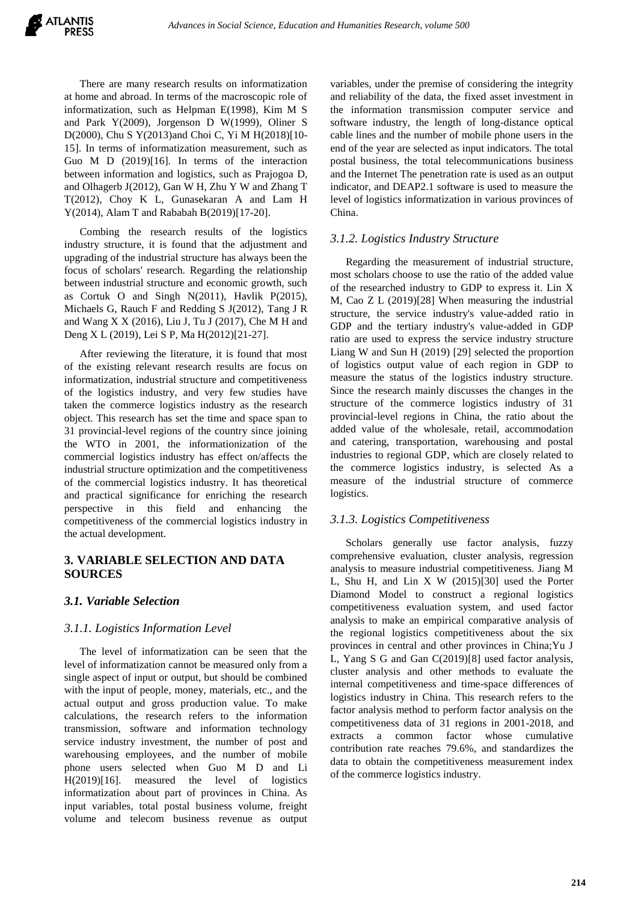There are many research results on informatization at home and abroad. In terms of the macroscopic role of informatization, such as Helpman E(1998), Kim M S and Park Y(2009), Jorgenson D W(1999), Oliner S D(2000), Chu S Y(2013)and Choi C, Yi M H(2018)[10-15]. In terms of informatization measurement, such as Guo M D (2019)[16]. In terms of the interaction between information and logistics, such as Prajogoa D, and Olhagerb J(2012), Gan W H, Zhu Y W and Zhang T T(2012), Choy K L, Gunasekaran A and Lam H Y(2014), Alam T and Rababah B(2019)[17-20].

Combing the research results of the logistics industry structure, it is found that the adjustment and upgrading of the industrial structure has always been the focus of scholars' research. Regarding the relationship between industrial structure and economic growth, such as Cortuk O and Singh N(2011), Havlik P(2015), Michaels G, Rauch F and Redding S J(2012), Tang J R and Wang X X (2016), Liu J, Tu J (2017), Che M H and Deng X L (2019), Lei S P, Ma H(2012)[21-27].

After reviewing the literature, it is found that most of the existing relevant research results are focus on informatization, industrial structure and competitiveness of the logistics industry, and very few studies have taken the commerce logistics industry as the research object. This research has set the time and space span to 31 provincial-level regions of the country since joining the WTO in 2001, the informationization of the commercial logistics industry has effect on/affects the industrial structure optimization and the competitiveness of the commercial logistics industry. It has theoretical and practical significance for enriching the research perspective in this field and enhancing the competitiveness of the commercial logistics industry in the actual development.

## 3. VARIABLE SELECTION AND DATA SOURCES

### *3.1. Variable Selection*

#### *3.1.1. Logistics Information Level*

The level of informatization can be seen that the level of informatization cannot be measured only from a single aspect of input or output, but should be combined with the input of people, money, materials, etc., and the actual output and gross production value. To make calculations, the research refers to the information transmission, software and information technology service industry investment, the number of post and warehousing employees, and the number of mobile phone users selected when Guo M D and Li H(2019)[16]. measured the level of logistics informatization about part of provinces in China. As input variables, total postal business volume, freight volume and telecom business revenue as output variables, under the premise of considering the integrity and reliability of the data, the fixed asset investment in the information transmission computer service and software industry, the length of long-distance optical cable lines and the number of mobile phone users in the end of the year are selected as input indicators. The total postal business, the total telecommunications business and the Internet The penetration rate is used as an output indicator, and DEAP2.1 software is used to measure the level of logistics informatization in various provinces of China.

#### *3.1.2. Logistics Industry Structure*

Regarding the measurement of industrial structure, most scholars choose to use the ratio of the added value of the researched industry to GDP to express it. Lin X M, Cao Z L (2019)[28] When measuring the industrial structure, the service industry's value-added ratio in GDP and the tertiary industry's value-added in GDP ratio are used to express the service industry structure Liang W and Sun H (2019) [29] selected the proportion of logistics output value of each region in GDP to measure the status of the logistics industry structure. Since the research mainly discusses the changes in the structure of the commerce logistics industry of 31 provincial-level regions in China, the ratio about the added value of the wholesale, retail, accommodation and catering, transportation, warehousing and postal industries to regional GDP, which are closely related to the commerce logistics industry, is selected As a measure of the industrial structure of commerce logistics.

#### *3.1.3. Logistics Competitiveness*

Scholars generally use factor analysis, fuzzy comprehensive evaluation, cluster analysis, regression analysis to measure industrial competitiveness. Jiang M L, Shu H, and Lin X W (2015)[30] used the Porter Diamond Model to construct a regional logistics competitiveness evaluation system, and used factor analysis to make an empirical comparative analysis of the regional logistics competitiveness about the six provinces in central and other provinces in China;Yu J L, Yang S G and Gan C(2019)[8] used factor analysis, cluster analysis and other methods to evaluate the internal competitiveness and time-space differences of logistics industry in China. This research refers to the factor analysis method to perform factor analysis on the competitiveness data of 31 regions in 2001-2018, and extracts a common factor whose cumulative contribution rate reaches 79.6%, and standardizes the data to obtain the competitiveness measurement index of the commerce logistics industry.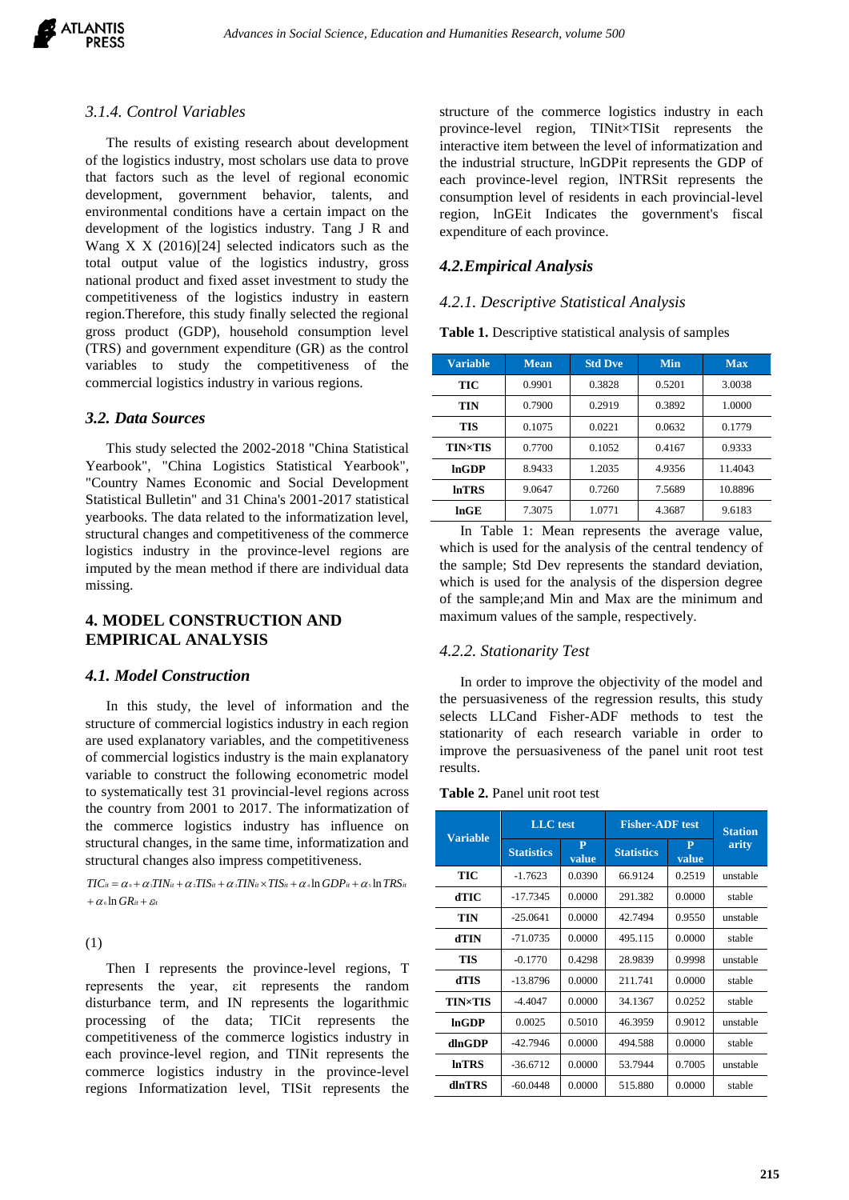### 3.1.4. Control Variables

The results of existing research about development of the logistics industry, most scholars use data to prove that factors such as the level of regional economic development, government behavior, talents, and environmental conditions have a certain impact on the development of the logistics industry. Tang J R and Wang X X (2016)[24] selected indicators such as the total output value of the logistics industry, gross national product and fixed asset investment to study the competitiveness of the logistics industry in eastern region.Therefore, this study finally selected the regional gross product (GDP), household consumption level (TRS) and government expenditure (GR) as the control variables to study the competitiveness of the commercial logistics industry in various regions.

## 3.2. Data Sources

This study selected the 2002-2018 "China Statistical Yearbook", "China Logistics Statistical Yearbook", "Country Names Economic and Social Development Statistical Bulletin" and 31 China's 2001-2017 statistical yearbooks. The data related to the informatization level, structural changes and competitiveness of the commerce logistics industry in the province-level regions are imputed by the mean method if there are individual data missing.

# 4. MODEL CONSTRUCTION AND EMPIRICAL ANALYSIS

## 4.1. Model Construction

In this study, the level of information and the structure of commercial logistics industry in each region are used explanatory variables, and the competitiveness of commercial logistics industry is the main explanatory variable to construct the following econometric model to systematically test 31 provincial-level regions across the country from 2001 to 2017. The informatization of the commerce logistics industry has influence on structural changes, in the same time, informatization and structural changes also impress competitiveness.

$$TIC_{it} = \alpha_0 + \alpha_1 TIN_{it} + \alpha_2 TIS_{it} + \alpha_3 TIN_{it} \times TIS_{it} + \alpha_4 \ln GDP_{it} + \alpha_5 \ln TRS_{it} + \alpha_6 \ln GR_{it} + \varepsilon_{it}$$

(1)

Then I represents the province-level regions, T represents the year, εit represents the random disturbance term, and IN represents the logarithmic processing of the data; TICit represents the competitiveness of the commerce logistics industry in each province-level region, and TINit represents the commerce logistics industry in the province-level regions Informatization level, TISit represents the structure of the commerce logistics industry in each province-level region, TINit×TISit represents the interactive item between the level of informatization and the industrial structure, lnGDPit represents the GDP of each province-level region, lNTRSit represents the consumption level of residents in each provincial-level region, lnGEit Indicates the government's fiscal expenditure of each province.

## 4.2.Empirical Analysis

### 4.2.1. Descriptive Statistical Analysis

**Table 1.** Descriptive statistical analysis of samples

| Variable | Mean | Std Dve | Min | Max |
|---|---|---|---|---|
| TIC | 0.9901 | 0.3828 | 0.5201 | 3.0038 |
| TIN | 0.7900 | 0.2919 | 0.3892 | 1.0000 |
| TIS | 0.1075 | 0.0221 | 0.0632 | 0.1779 |
| TIN×TIS | 0.7700 | 0.1052 | 0.4167 | 0.9333 |
| lnGDP | 8.9433 | 1.2035 | 4.9356 | 11.4043 |
| lnTRS | 9.0647 | 0.7260 | 7.5689 | 10.8896 |
| lnGE | 7.3075 | 1.0771 | 4.3687 | 9.6183 |

In Table 1: Mean represents the average value, which is used for the analysis of the central tendency of the sample; Std Dev represents the standard deviation, which is used for the analysis of the dispersion degree of the sample;and Min and Max are the minimum and maximum values of the sample, respectively.

### 4.2.2. Stationarity Test

In order to improve the objectivity of the model and the persuasiveness of the regression results, this study selects LLCand Fisher-ADF methods to test the stationarity of each research variable in order to improve the persuasiveness of the panel unit root test results.

**Table 2.** Panel unit root test

| Variable | LLC test | | Fisher-ADF test | | Stationarity |
|---|---|---|---|---|---|
| | Statistics | P value | Statistics | P value | |
| TIC | -1.7623 | 0.0390 | 66.9124 | 0.2519 | unstable |
| dTIC | -17.7345 | 0.0000 | 291.382 | 0.0000 | stable |
| TIN | -25.0641 | 0.0000 | 42.7494 | 0.9550 | unstable |
| dTIN | -71.0735 | 0.0000 | 495.115 | 0.0000 | stable |
| TIS | -0.1770 | 0.4298 | 28.9839 | 0.9998 | unstable |
| dTIS | -13.8796 | 0.0000 | 211.741 | 0.0000 | stable |
| TIN×TIS | -4.4047 | 0.0000 | 34.1367 | 0.0252 | stable |
| lnGDP | 0.0025 | 0.5010 | 46.3959 | 0.9012 | unstable |
| dlnGDP | -42.7946 | 0.0000 | 494.588 | 0.0000 | stable |
| lnTRS | -36.6712 | 0.0000 | 53.7944 | 0.7005 | unstable |
| dlnTRS | -60.0448 | 0.0000 | 515.880 | 0.0000 | stable |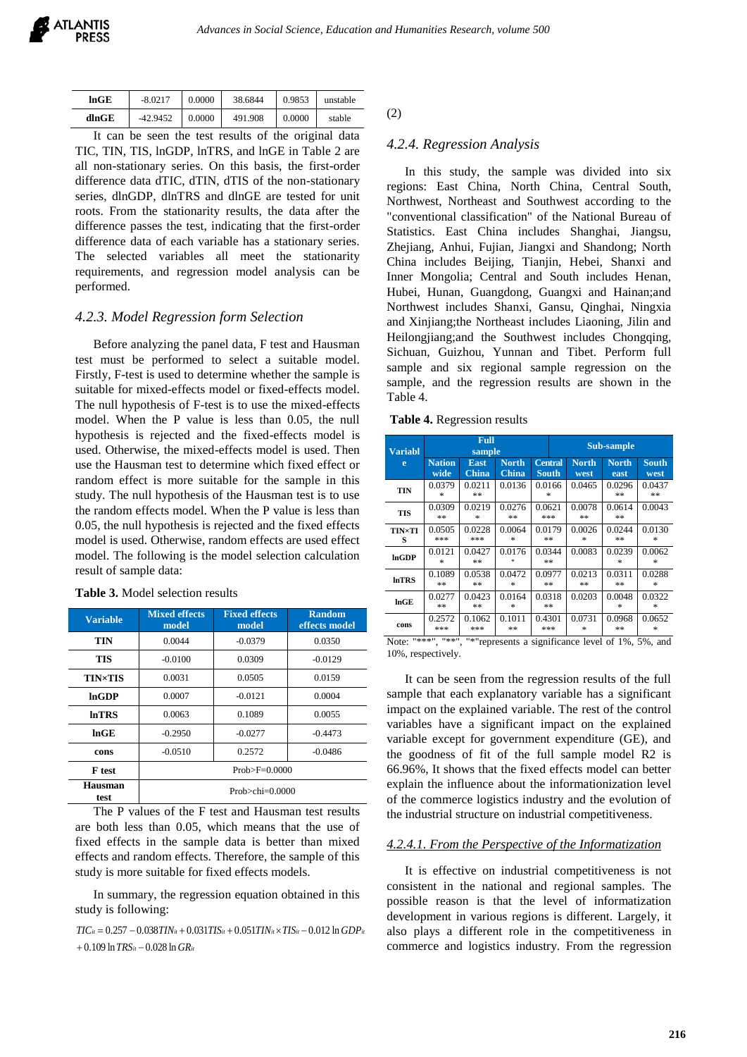| lnGE | -8.0217 | 0.0000 | 38.6844 | 0.9853 | unstable |
|---|---|---|---|---|---|
| dlnGE | -42.9452 | 0.0000 | 491.908 | 0.0000 | stable |

It can be seen the test results of the original data TIC, TIN, TIS, lnGDP, lnTRS, and lnGE in Table 2 are all non-stationary series. On this basis, the first-order difference data dTIC, dTIN, dTIS of the non-stationary series, dlnGDP, dlnTRS and dlnGE are tested for unit roots. From the stationarity results, the data after the difference passes the test, indicating that the first-order difference data of each variable has a stationary series. The selected variables all meet the stationarity requirements, and regression model analysis can be performed.

### *4.2.3. Model Regression form Selection*

Before analyzing the panel data, F test and Hausman test must be performed to select a suitable model. Firstly, F-test is used to determine whether the sample is suitable for mixed-effects model or fixed-effects model. The null hypothesis of F-test is to use the mixed-effects model. When the P value is less than 0.05, the null hypothesis is rejected and the fixed-effects model is used. Otherwise, the mixed-effects model is used. Then use the Hausman test to determine which fixed effect or random effect is more suitable for the sample in this study. The null hypothesis of the Hausman test is to use the random effects model. When the P value is less than 0.05, the null hypothesis is rejected and the fixed effects model is used. Otherwise, random effects are used effect model. The following is the model selection calculation result of sample data:

**Table 3.** Model selection results

| Variable | Mixed effects model | Fixed effects model | Random effects model |
|---|---|---|---|
| TIN | 0.0044 | -0.0379 | 0.0350 |
| TIS | -0.0100 | 0.0309 | -0.0129 |
| TIN×TIS | 0.0031 | 0.0505 | 0.0159 |
| lnGDP | 0.0007 | -0.0121 | 0.0004 |
| lnTRS | 0.0063 | 0.1089 | 0.0055 |
| lnGE | -0.2950 | -0.0277 | -0.4473 |
| cons | -0.0510 | 0.2572 | -0.0486 |
| F test | Prob>F=0.0000 | | |
| Hausman test | Prob>chi=0.0000 | | |

The P values of the F test and Hausman test results are both less than 0.05, which means that the use of fixed effects in the sample data is better than mixed effects and random effects. Therefore, the sample of this study is more suitable for fixed effects models.

In summary, the regression equation obtained in this study is following:

$$TIC_{it} = 0.257 - 0.038TIN_{it} + 0.031TIS_{it} + 0.051TIN_{it} \times TIS_{it} - 0.012\ln GDP_{it} + 0.109\ln TRS_{it} - 0.028\ln GR_{it} \quad (2)$$

### *4.2.4. Regression Analysis*

In this study, the sample was divided into six regions: East China, North China, Central South, Northwest, Northeast and Southwest according to the "conventional classification" of the National Bureau of Statistics. East China includes Shanghai, Jiangsu, Zhejiang, Anhui, Fujian, Jiangxi and Shandong; North China includes Beijing, Tianjin, Hebei, Shanxi and Inner Mongolia; Central and South includes Henan, Hubei, Hunan, Guangdong, Guangxi and Hainan;and Northwest includes Shanxi, Gansu, Qinghai, Ningxia and Xinjiang;the Northeast includes Liaoning, Jilin and Heilongjiang;and the Southwest includes Chongqing, Sichuan, Guizhou, Yunnan and Tibet. Perform full sample and six regional sample regression on the sample, and the regression results are shown in the Table 4.

**Table 4.** Regression results

| Variable | Full sample | Sub-sample | | | | | |
|---|---|---|---|---|---|---|---|
| | Nation wide | East China | North China | Central South | North west | North east | South west |
| TIN | 0.0379 * | 0.0211 ** | 0.0136 | 0.0166 * | 0.0465 | 0.0296 ** | 0.0437 ** |
| TIS | 0.0309 ** | 0.0219 * | 0.0276 ** | 0.0621 *** | 0.0078 ** | 0.0614 ** | 0.0043 |
| TIN×TIS | 0.0505 *** | 0.0228 *** | 0.0064 * | 0.0179 ** | 0.0026 ** | 0.0244 ** | 0.0130 * |
| lnGDP | 0.0121 * | 0.0427 ** | 0.0176 * | 0.0344 ** | 0.0083 | 0.0239 * | 0.0062 * |
| lnTRS | 0.1089 ** | 0.0538 ** | 0.0472 * | 0.0977 ** | 0.0213 ** | 0.0311 ** | 0.0288 * |
| lnGE | 0.0277 ** | 0.0423 ** | 0.0164 * | 0.0318 ** | 0.0203 | 0.0048 * | 0.0322 * |
| cons | 0.2572 *** | 0.1062 *** | 0.1011 ** | 0.4301 *** | 0.0731 * | 0.0968 ** | 0.0652 * |

Note: "***", "**", "*"represents a significance level of 1%, 5%, and 10%, respectively.

It can be seen from the regression results of the full sample that each explanatory variable has a significant impact on the explained variable. The rest of the control variables have a significant impact on the explained variable except for government expenditure (GE), and the goodness of fit of the full sample model R2 is 66.96%, It shows that the fixed effects model can better explain the influence about the informationization level of the commerce logistics industry and the evolution of the industrial structure on industrial competitiveness.

#### *4.2.4.1. From the Perspective of the Informatization*

It is effective on industrial competitiveness is not consistent in the national and regional samples. The possible reason is that the level of informatization development in various regions is different. Largely, it also plays a different role in the competitiveness in commerce and logistics industry. From the regression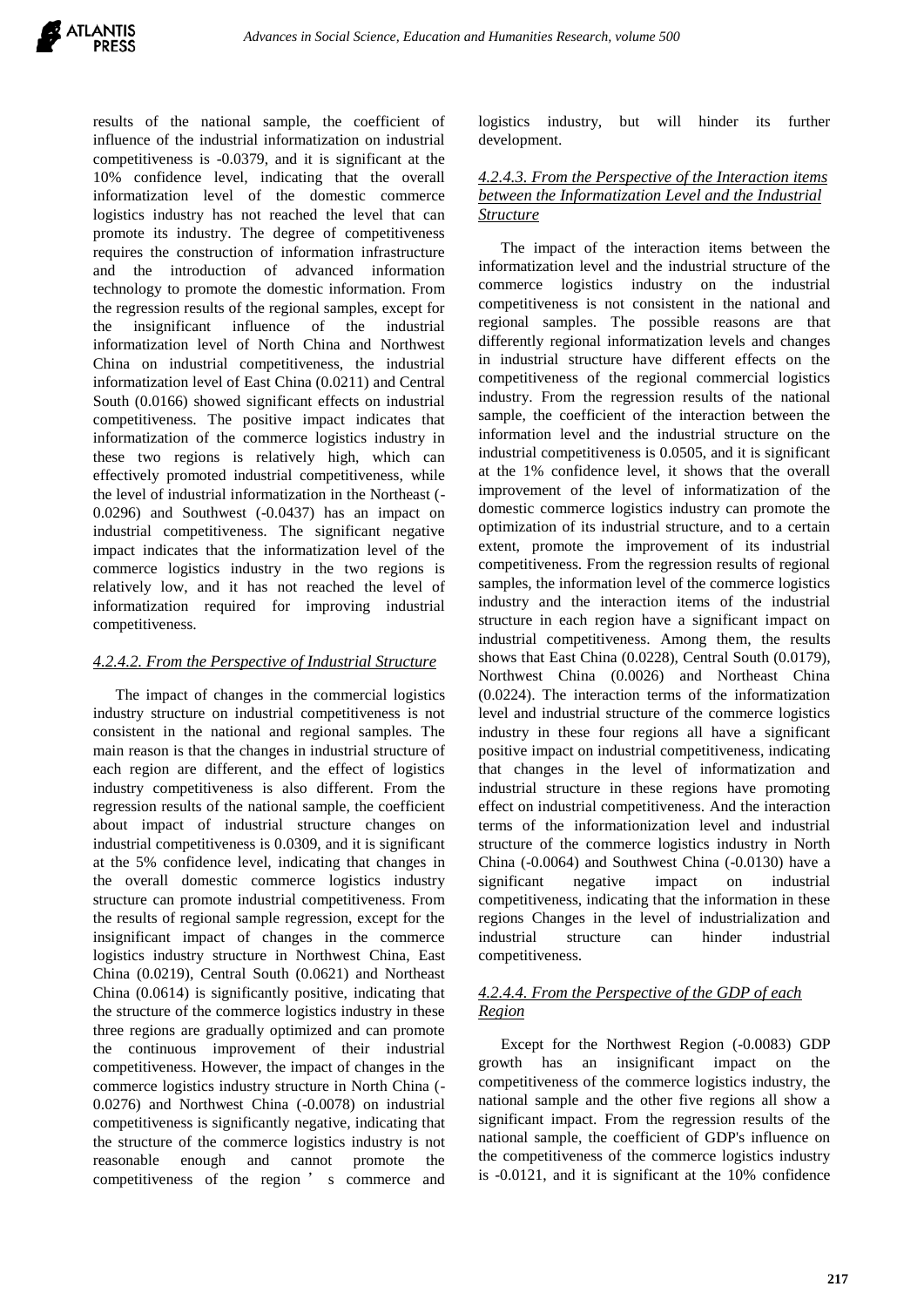results of the national sample, the coefficient of influence of the industrial informatization on industrial competitiveness is -0.0379, and it is significant at the 10% confidence level, indicating that the overall informatization level of the domestic commerce logistics industry has not reached the level that can promote its industry. The degree of competitiveness requires the construction of information infrastructure and the introduction of advanced information technology to promote the domestic information. From the regression results of the regional samples, except for the insignificant influence of the industrial informatization level of North China and Northwest China on industrial competitiveness, the industrial informatization level of East China (0.0211) and Central South (0.0166) showed significant effects on industrial competitiveness. The positive impact indicates that informatization of the commerce logistics industry in these two regions is relatively high, which can effectively promoted industrial competitiveness, while the level of industrial informatization in the Northeast (-0.0296) and Southwest (-0.0437) has an impact on industrial competitiveness. The significant negative impact indicates that the informatization level of the commerce logistics industry in the two regions is relatively low, and it has not reached the level of informatization required for improving industrial competitiveness.

#### *4.2.4.2. From the Perspective of Industrial Structure*

The impact of changes in the commercial logistics industry structure on industrial competitiveness is not consistent in the national and regional samples. The main reason is that the changes in industrial structure of each region are different, and the effect of logistics industry competitiveness is also different. From the regression results of the national sample, the coefficient about impact of industrial structure changes on industrial competitiveness is 0.0309, and it is significant at the 5% confidence level, indicating that changes in the overall domestic commerce logistics industry structure can promote industrial competitiveness. From the results of regional sample regression, except for the insignificant impact of changes in the commerce logistics industry structure in Northwest China, East China (0.0219), Central South (0.0621) and Northeast China (0.0614) is significantly positive, indicating that the structure of the commerce logistics industry in these three regions are gradually optimized and can promote the continuous improvement of their industrial competitiveness. However, the impact of changes in the commerce logistics industry structure in North China (-0.0276) and Northwest China (-0.0078) on industrial competitiveness is significantly negative, indicating that the structure of the commerce logistics industry is not reasonable enough and cannot promote the competitiveness of the region ' s commerce and logistics industry, but will hinder its further development.

#### *4.2.4.3. From the Perspective of the Interaction items between the Informatization Level and the Industrial Structure*

The impact of the interaction items between the informatization level and the industrial structure of the commerce logistics industry on the industrial competitiveness is not consistent in the national and regional samples. The possible reasons are that differently regional informatization levels and changes in industrial structure have different effects on the competitiveness of the regional commercial logistics industry. From the regression results of the national sample, the coefficient of the interaction between the information level and the industrial structure on the industrial competitiveness is 0.0505, and it is significant at the 1% confidence level, it shows that the overall improvement of the level of informatization of the domestic commerce logistics industry can promote the optimization of its industrial structure, and to a certain extent, promote the improvement of its industrial competitiveness. From the regression results of regional samples, the information level of the commerce logistics industry and the interaction items of the industrial structure in each region have a significant impact on industrial competitiveness. Among them, the results shows that East China (0.0228), Central South (0.0179), Northwest China (0.0026) and Northeast China (0.0224). The interaction terms of the informatization level and industrial structure of the commerce logistics industry in these four regions all have a significant positive impact on industrial competitiveness, indicating that changes in the level of informatization and industrial structure in these regions have promoting effect on industrial competitiveness. And the interaction terms of the informationization level and industrial structure of the commerce logistics industry in North China (-0.0064) and Southwest China (-0.0130) have a significant negative impact on industrial competitiveness, indicating that the information in these regions Changes in the level of industrialization and industrial structure can hinder industrial competitiveness.

#### *4.2.4.4. From the Perspective of the GDP of each Region*

Except for the Northwest Region (-0.0083) GDP growth has an insignificant impact on the competitiveness of the commerce logistics industry, the national sample and the other five regions all show a significant impact. From the regression results of the national sample, the coefficient of GDP's influence on the competitiveness of the commerce logistics industry is -0.0121, and it is significant at the 10% confidence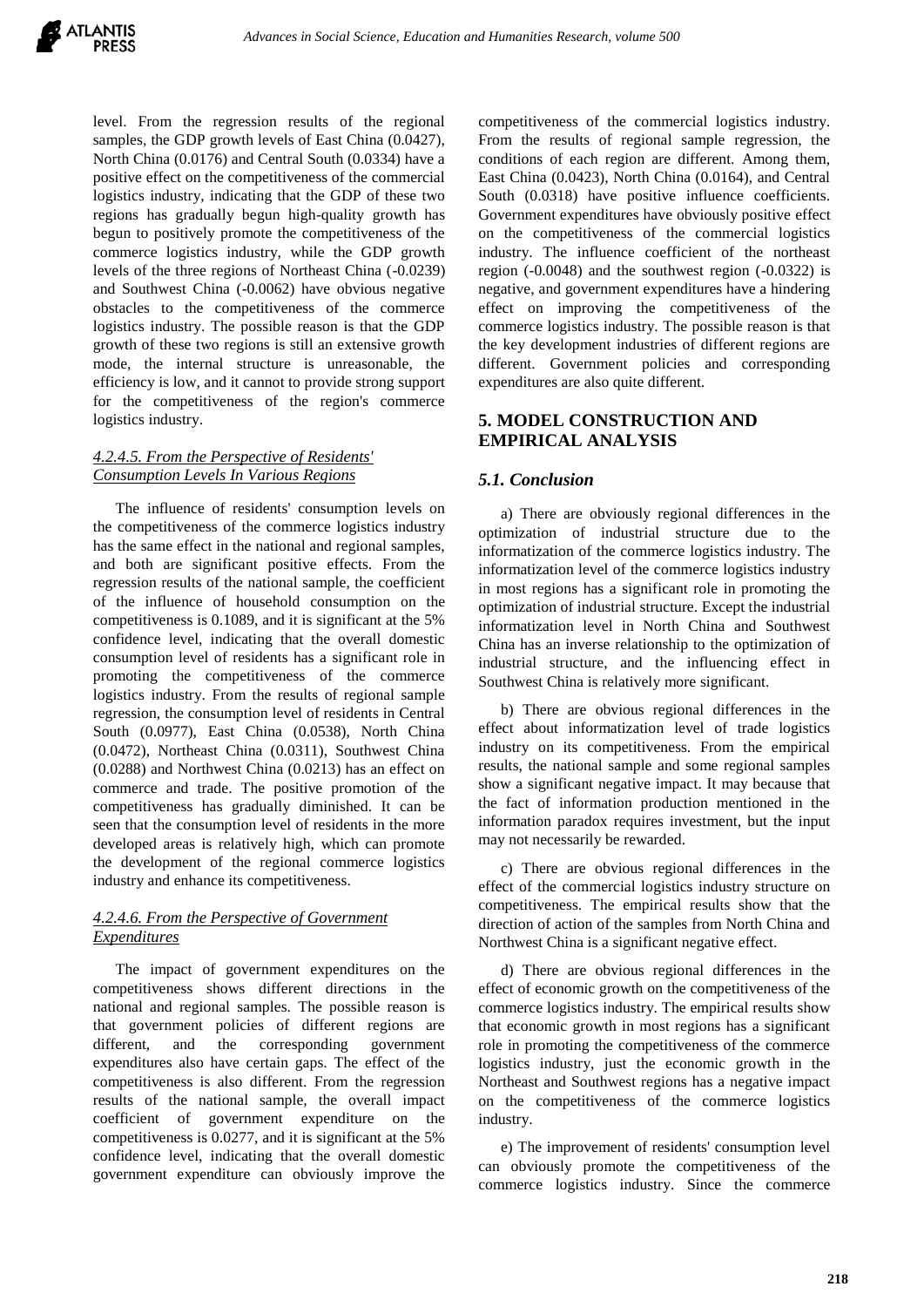level. From the regression results of the regional samples, the GDP growth levels of East China (0.0427), North China (0.0176) and Central South (0.0334) have a positive effect on the competitiveness of the commercial logistics industry, indicating that the GDP of these two regions has gradually begun high-quality growth has begun to positively promote the competitiveness of the commerce logistics industry, while the GDP growth levels of the three regions of Northeast China (-0.0239) and Southwest China (-0.0062) have obvious negative obstacles to the competitiveness of the commerce logistics industry. The possible reason is that the GDP growth of these two regions is still an extensive growth mode, the internal structure is unreasonable, the efficiency is low, and it cannot to provide strong support for the competitiveness of the region's commerce logistics industry.

#### *4.2.4.5. From the Perspective of Residents' Consumption Levels In Various Regions*

The influence of residents' consumption levels on the competitiveness of the commerce logistics industry has the same effect in the national and regional samples, and both are significant positive effects. From the regression results of the national sample, the coefficient of the influence of household consumption on the competitiveness is 0.1089, and it is significant at the 5% confidence level, indicating that the overall domestic consumption level of residents has a significant role in promoting the competitiveness of the commerce logistics industry. From the results of regional sample regression, the consumption level of residents in Central South (0.0977), East China (0.0538), North China (0.0472), Northeast China (0.0311), Southwest China (0.0288) and Northwest China (0.0213) has an effect on commerce and trade. The positive promotion of the competitiveness has gradually diminished. It can be seen that the consumption level of residents in the more developed areas is relatively high, which can promote the development of the regional commerce logistics industry and enhance its competitiveness.

#### *4.2.4.6. From the Perspective of Government Expenditures*

The impact of government expenditures on the competitiveness shows different directions in the national and regional samples. The possible reason is that government policies of different regions are different, and the corresponding government expenditures also have certain gaps. The effect of the competitiveness is also different. From the regression results of the national sample, the overall impact coefficient of government expenditure on the competitiveness is 0.0277, and it is significant at the 5% confidence level, indicating that the overall domestic government expenditure can obviously improve the competitiveness of the commercial logistics industry. From the results of regional sample regression, the conditions of each region are different. Among them, East China (0.0423), North China (0.0164), and Central South (0.0318) have positive influence coefficients. Government expenditures have obviously positive effect on the competitiveness of the commercial logistics industry. The influence coefficient of the northeast region (-0.0048) and the southwest region (-0.0322) is negative, and government expenditures have a hindering effect on improving the competitiveness of the commerce logistics industry. The possible reason is that the key development industries of different regions are different. Government policies and corresponding expenditures are also quite different.

## 5. MODEL CONSTRUCTION AND EMPIRICAL ANALYSIS

### *5.1. Conclusion*

a) There are obviously regional differences in the optimization of industrial structure due to the informatization of the commerce logistics industry. The informatization level of the commerce logistics industry in most regions has a significant role in promoting the optimization of industrial structure. Except the industrial informatization level in North China and Southwest China has an inverse relationship to the optimization of industrial structure, and the influencing effect in Southwest China is relatively more significant.

b) There are obvious regional differences in the effect about informatization level of trade logistics industry on its competitiveness. From the empirical results, the national sample and some regional samples show a significant negative impact. It may because that the fact of information production mentioned in the information paradox requires investment, but the input may not necessarily be rewarded.

c) There are obvious regional differences in the effect of the commercial logistics industry structure on competitiveness. The empirical results show that the direction of action of the samples from North China and Northwest China is a significant negative effect.

d) There are obvious regional differences in the effect of economic growth on the competitiveness of the commerce logistics industry. The empirical results show that economic growth in most regions has a significant role in promoting the competitiveness of the commerce logistics industry, just the economic growth in the Northeast and Southwest regions has a negative impact on the competitiveness of the commerce logistics industry.

e) The improvement of residents' consumption level can obviously promote the competitiveness of the commerce logistics industry. Since the commerce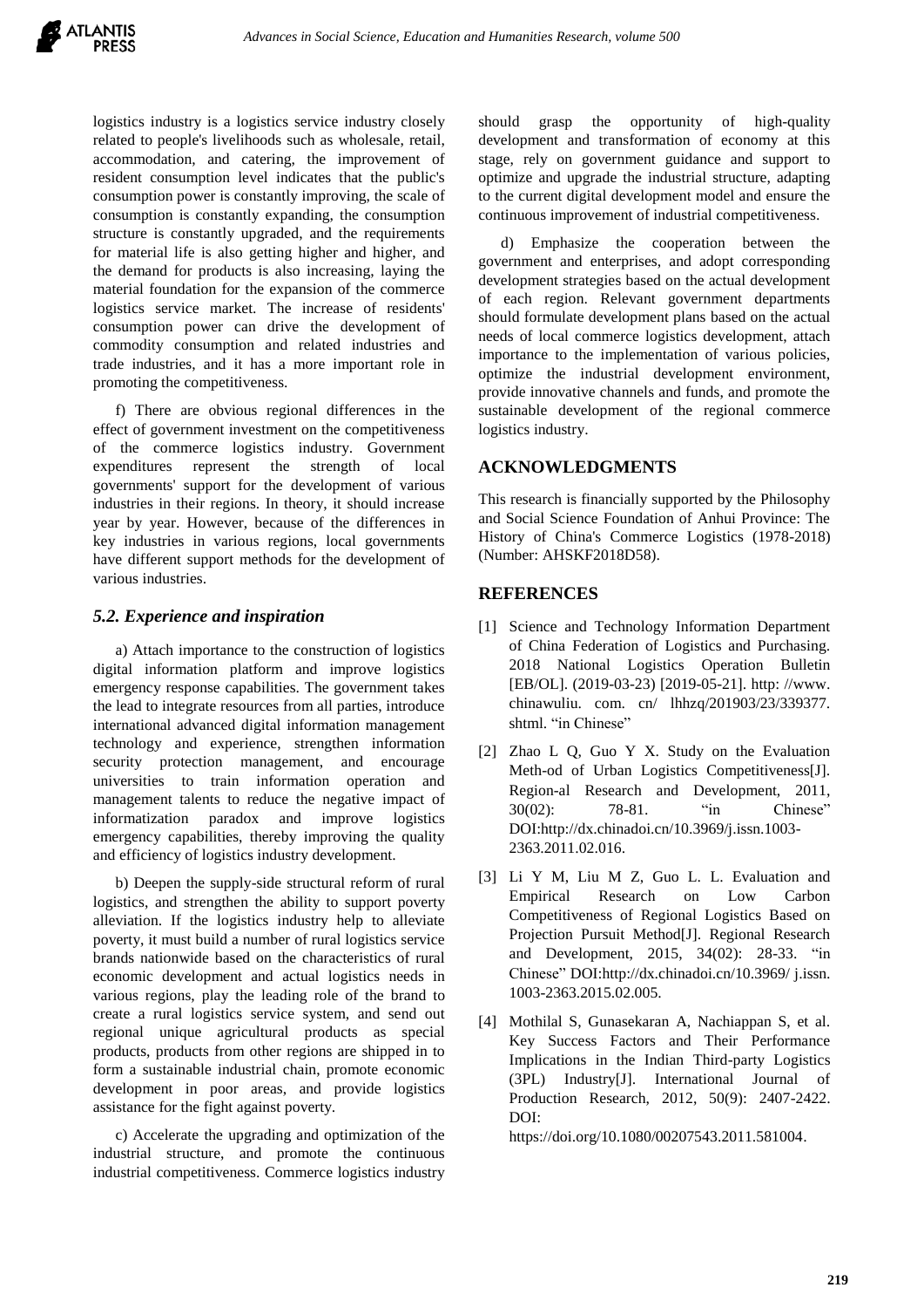logistics industry is a logistics service industry closely related to people's livelihoods such as wholesale, retail, accommodation, and catering, the improvement of resident consumption level indicates that the public's consumption power is constantly improving, the scale of consumption is constantly expanding, the consumption structure is constantly upgraded, and the requirements for material life is also getting higher and higher, and the demand for products is also increasing, laying the material foundation for the expansion of the commerce logistics service market. The increase of residents' consumption power can drive the development of commodity consumption and related industries and trade industries, and it has a more important role in promoting the competitiveness.

f) There are obvious regional differences in the effect of government investment on the competitiveness of the commerce logistics industry. Government expenditures represent the strength of local governments' support for the development of various industries in their regions. In theory, it should increase year by year. However, because of the differences in key industries in various regions, local governments have different support methods for the development of various industries.

### *5.2. Experience and inspiration*

a) Attach importance to the construction of logistics digital information platform and improve logistics emergency response capabilities. The government takes the lead to integrate resources from all parties, introduce international advanced digital information management technology and experience, strengthen information security protection management, and encourage universities to train information operation and management talents to reduce the negative impact of informatization paradox and improve logistics emergency capabilities, thereby improving the quality and efficiency of logistics industry development.

b) Deepen the supply-side structural reform of rural logistics, and strengthen the ability to support poverty alleviation. If the logistics industry help to alleviate poverty, it must build a number of rural logistics service brands nationwide based on the characteristics of rural economic development and actual logistics needs in various regions, play the leading role of the brand to create a rural logistics service system, and send out regional unique agricultural products as special products, products from other regions are shipped in to form a sustainable industrial chain, promote economic development in poor areas, and provide logistics assistance for the fight against poverty.

c) Accelerate the upgrading and optimization of the industrial structure, and promote the continuous industrial competitiveness. Commerce logistics industry should grasp the opportunity of high-quality development and transformation of economy at this stage, rely on government guidance and support to optimize and upgrade the industrial structure, adapting to the current digital development model and ensure the continuous improvement of industrial competitiveness.

d) Emphasize the cooperation between the government and enterprises, and adopt corresponding development strategies based on the actual development of each region. Relevant government departments should formulate development plans based on the actual needs of local commerce logistics development, attach importance to the implementation of various policies, optimize the industrial development environment, provide innovative channels and funds, and promote the sustainable development of the regional commerce logistics industry.

## ACKNOWLEDGMENTS

This research is financially supported by the Philosophy and Social Science Foundation of Anhui Province: The History of China's Commerce Logistics (1978-2018) (Number: AHSKF2018D58).

## REFERENCES

[1] Science and Technology Information Department of China Federation of Logistics and Purchasing. 2018 National Logistics Operation Bulletin [EB/OL]. (2019-03-23) [2019-05-21]. http: //www. chinawuliu. com. cn/ lhhzq/201903/23/339377. shtml. "in Chinese"

[2] Zhao L Q, Guo Y X. Study on the Evaluation Meth-od of Urban Logistics Competitiveness[J]. Region-al Research and Development, 2011, 30(02): 78-81. "in Chinese" DOI:http://dx.chinadoi.cn/10.3969/j.issn.1003-2363.2011.02.016.

[3] Li Y M, Liu M Z, Guo L. L. Evaluation and Empirical Research on Low Carbon Competitiveness of Regional Logistics Based on Projection Pursuit Method[J]. Regional Research and Development, 2015, 34(02): 28-33. "in Chinese" DOI:http://dx.chinadoi.cn/10.3969/ j.issn. 1003-2363.2015.02.005.

[4] Mothilal S, Gunasekaran A, Nachiappan S, et al. Key Success Factors and Their Performance Implications in the Indian Third-party Logistics (3PL) Industry[J]. International Journal of Production Research, 2012, 50(9): 2407-2422. DOI: https://doi.org/10.1080/00207543.2011.581004.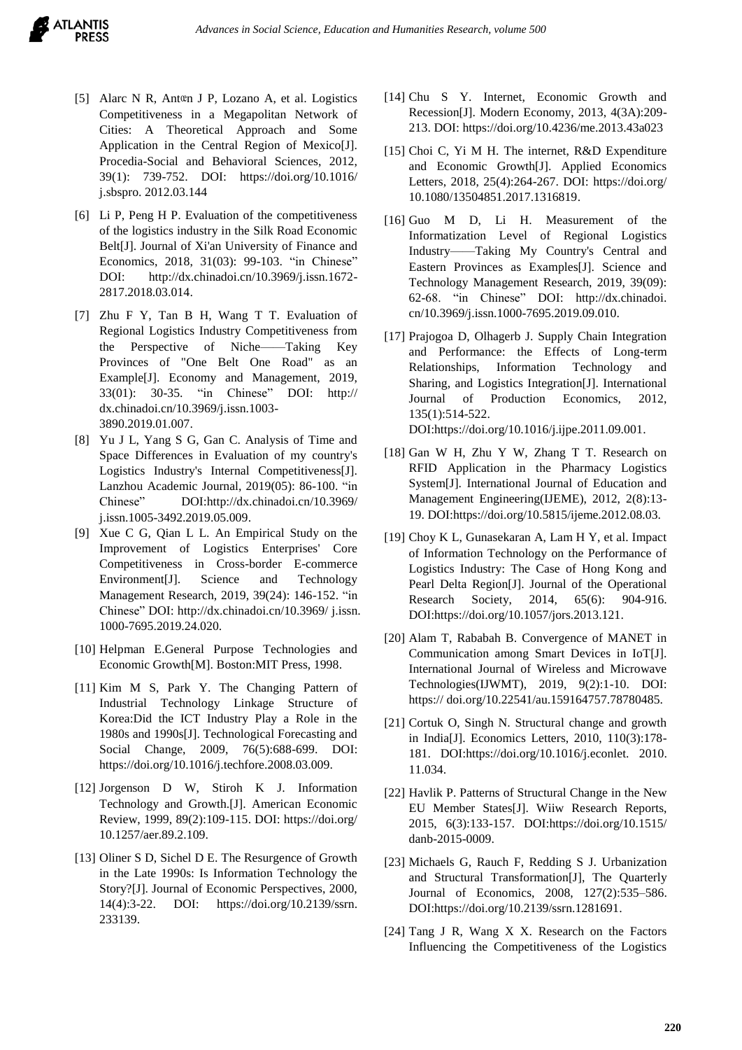[5] Alarc N R, Antœn J P, Lozano A, et al. Logistics Competitiveness in a Megapolitan Network of Cities: A Theoretical Approach and Some Application in the Central Region of Mexico[J]. Procedia-Social and Behavioral Sciences, 2012, 39(1): 739-752. DOI: https://doi.org/10.1016/ j.sbspro. 2012.03.144

[6] Li P, Peng H P. Evaluation of the competitiveness of the logistics industry in the Silk Road Economic Belt[J]. Journal of Xi'an University of Finance and Economics, 2018, 31(03): 99-103. "in Chinese" DOI: http://dx.chinadoi.cn/10.3969/j.issn.1672-2817.2018.03.014.

[7] Zhu F Y, Tan B H, Wang T T. Evaluation of Regional Logistics Industry Competitiveness from the Perspective of Niche——Taking Key Provinces of "One Belt One Road" as an Example[J]. Economy and Management, 2019, 33(01): 30-35. "in Chinese" DOI: http:// dx.chinadoi.cn/10.3969/j.issn.1003-3890.2019.01.007.

[8] Yu J L, Yang S G, Gan C. Analysis of Time and Space Differences in Evaluation of my country's Logistics Industry's Internal Competitiveness[J]. Lanzhou Academic Journal, 2019(05): 86-100. "in Chinese" DOI:http://dx.chinadoi.cn/10.3969/ j.issn.1005-3492.2019.05.009.

[9] Xue C G, Qian L L. An Empirical Study on the Improvement of Logistics Enterprises' Core Competitiveness in Cross-border E-commerce Environment[J]. Science and Technology Management Research, 2019, 39(24): 146-152. "in Chinese" DOI: http://dx.chinadoi.cn/10.3969/ j.issn. 1000-7695.2019.24.020.

[10] Helpman E.General Purpose Technologies and Economic Growth[M]. Boston:MIT Press, 1998.

[11] Kim M S, Park Y. The Changing Pattern of Industrial Technology Linkage Structure of Korea:Did the ICT Industry Play a Role in the 1980s and 1990s[J]. Technological Forecasting and Social Change, 2009, 76(5):688-699. DOI: https://doi.org/10.1016/j.techfore.2008.03.009.

[12] Jorgenson D W, Stiroh K J. Information Technology and Growth.[J]. American Economic Review, 1999, 89(2):109-115. DOI: https://doi.org/ 10.1257/aer.89.2.109.

[13] Oliner S D, Sichel D E. The Resurgence of Growth in the Late 1990s: Is Information Technology the Story?[J]. Journal of Economic Perspectives, 2000, 14(4):3-22. DOI: https://doi.org/10.2139/ssrn. 233139.

[14] Chu S Y. Internet, Economic Growth and Recession[J]. Modern Economy, 2013, 4(3A):209-213. DOI: https://doi.org/10.4236/me.2013.43a023

[15] Choi C, Yi M H. The internet, R&D Expenditure and Economic Growth[J]. Applied Economics Letters, 2018, 25(4):264-267. DOI: https://doi.org/ 10.1080/13504851.2017.1316819.

[16] Guo M D, Li H. Measurement of the Informatization Level of Regional Logistics Industry——Taking My Country's Central and Eastern Provinces as Examples[J]. Science and Technology Management Research, 2019, 39(09): 62-68. "in Chinese" DOI: http://dx.chinadoi. cn/10.3969/j.issn.1000-7695.2019.09.010.

[17] Prajogoa D, Olhagerb J. Supply Chain Integration and Performance: the Effects of Long-term Relationships, Information Technology and Sharing, and Logistics Integration[J]. International Journal of Production Economics, 2012, 135(1):514-522. DOI:https://doi.org/10.1016/j.ijpe.2011.09.001.

[18] Gan W H, Zhu Y W, Zhang T T. Research on RFID Application in the Pharmacy Logistics System[J]. International Journal of Education and Management Engineering(IJEME), 2012, 2(8):13-19. DOI:https://doi.org/10.5815/ijeme.2012.08.03.

[19] Choy K L, Gunasekaran A, Lam H Y, et al. Impact of Information Technology on the Performance of Logistics Industry: The Case of Hong Kong and Pearl Delta Region[J]. Journal of the Operational Research Society, 2014, 65(6): 904-916. DOI:https://doi.org/10.1057/jors.2013.121.

[20] Alam T, Rababah B. Convergence of MANET in Communication among Smart Devices in IoT[J]. International Journal of Wireless and Microwave Technologies(IJWMT), 2019, 9(2):1-10. DOI: https:// doi.org/10.22541/au.159164757.78780485.

[21] Cortuk O, Singh N. Structural change and growth in India[J]. Economics Letters, 2010, 110(3):178-181. DOI:https://doi.org/10.1016/j.econlet. 2010. 11.034.

[22] Havlik P. Patterns of Structural Change in the New EU Member States[J]. Wiiw Research Reports, 2015, 6(3):133-157. DOI:https://doi.org/10.1515/ danb-2015-0009.

[23] Michaels G, Rauch F, Redding S J. Urbanization and Structural Transformation[J], The Quarterly Journal of Economics, 2008, 127(2):535–586. DOI:https://doi.org/10.2139/ssrn.1281691.

[24] Tang J R, Wang X X. Research on the Factors Influencing the Competitiveness of the Logistics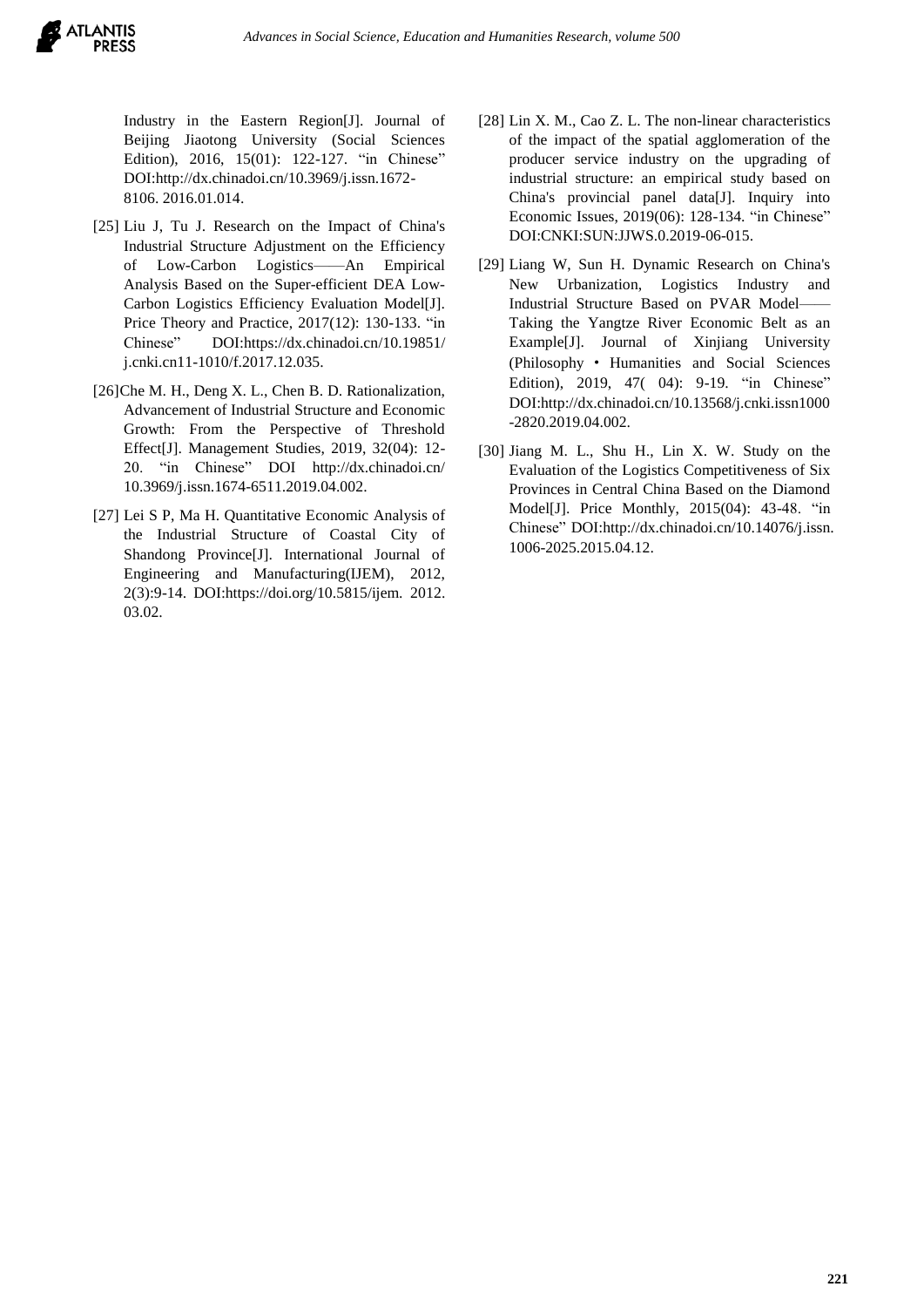Industry in the Eastern Region[J]. Journal of Beijing Jiaotong University (Social Sciences Edition), 2016, 15(01): 122-127. "in Chinese" DOI:http://dx.chinadoi.cn/10.3969/j.issn.1672-8106. 2016.01.014.

[25] Liu J, Tu J. Research on the Impact of China's Industrial Structure Adjustment on the Efficiency of Low-Carbon Logistics——An Empirical Analysis Based on the Super-efficient DEA Low-Carbon Logistics Efficiency Evaluation Model[J]. Price Theory and Practice, 2017(12): 130-133. "in Chinese" DOI:https://dx.chinadoi.cn/10.19851/j.cnki.cn11-1010/f.2017.12.035.

[26]Che M. H., Deng X. L., Chen B. D. Rationalization, Advancement of Industrial Structure and Economic Growth: From the Perspective of Threshold Effect[J]. Management Studies, 2019, 32(04): 12-20. "in Chinese" DOI http://dx.chinadoi.cn/10.3969/j.issn.1674-6511.2019.04.002.

[27] Lei S P, Ma H. Quantitative Economic Analysis of the Industrial Structure of Coastal City of Shandong Province[J]. International Journal of Engineering and Manufacturing(IJEM), 2012, 2(3):9-14. DOI:https://doi.org/10.5815/ijem. 2012. 03.02.

[28] Lin X. M., Cao Z. L. The non-linear characteristics of the impact of the spatial agglomeration of the producer service industry on the upgrading of industrial structure: an empirical study based on China's provincial panel data[J]. Inquiry into Economic Issues, 2019(06): 128-134. "in Chinese" DOI:CNKI:SUN:JJWS.0.2019-06-015.

[29] Liang W, Sun H. Dynamic Research on China's New Urbanization, Logistics Industry and Industrial Structure Based on PVAR Model——Taking the Yangtze River Economic Belt as an Example[J]. Journal of Xinjiang University (Philosophy • Humanities and Social Sciences Edition), 2019, 47( 04): 9-19. "in Chinese" DOI:http://dx.chinadoi.cn/10.13568/j.cnki.issn1000-2820.2019.04.002.

[30] Jiang M. L., Shu H., Lin X. W. Study on the Evaluation of the Logistics Competitiveness of Six Provinces in Central China Based on the Diamond Model[J]. Price Monthly, 2015(04): 43-48. "in Chinese" DOI:http://dx.chinadoi.cn/10.14076/j.issn.1006-2025.2015.04.12.